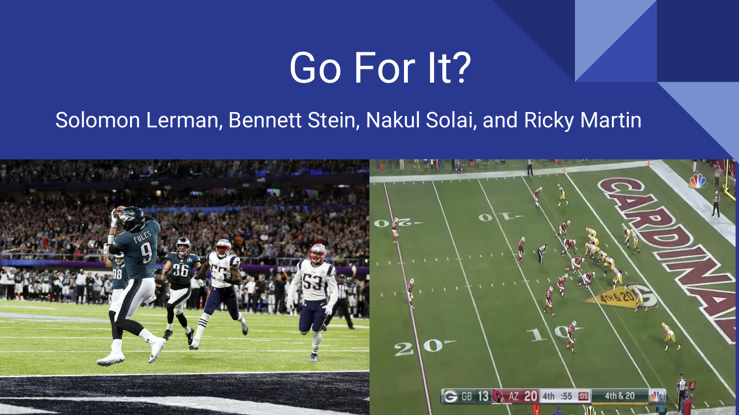# Go For It?

Solomon Lerman, Bennett Stein, Nakul Solai, and Ricky Martin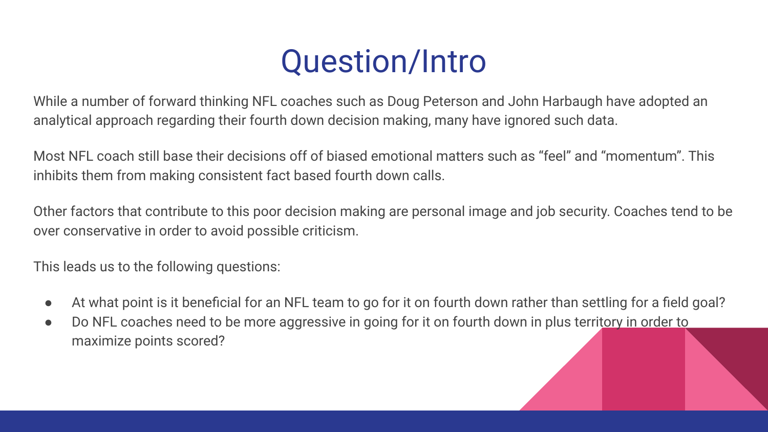# Question/Intro

While a number of forward thinking NFL coaches such as Doug Peterson and John Harbaugh have adopted an analytical approach regarding their fourth down decision making, many have ignored such data.

Most NFL coach still base their decisions off of biased emotional matters such as “feel” and “momentum”. This inhibits them from making consistent fact based fourth down calls.

Other factors that contribute to this poor decision making are personal image and job security. Coaches tend to be over conservative in order to avoid possible criticism.

This leads us to the following questions:

- At what point is it beneficial for an NFL team to go for it on fourth down rather than settling for a field goal?
- Do NFL coaches need to be more aggressive in going for it on fourth down in plus territory in order to maximize points scored?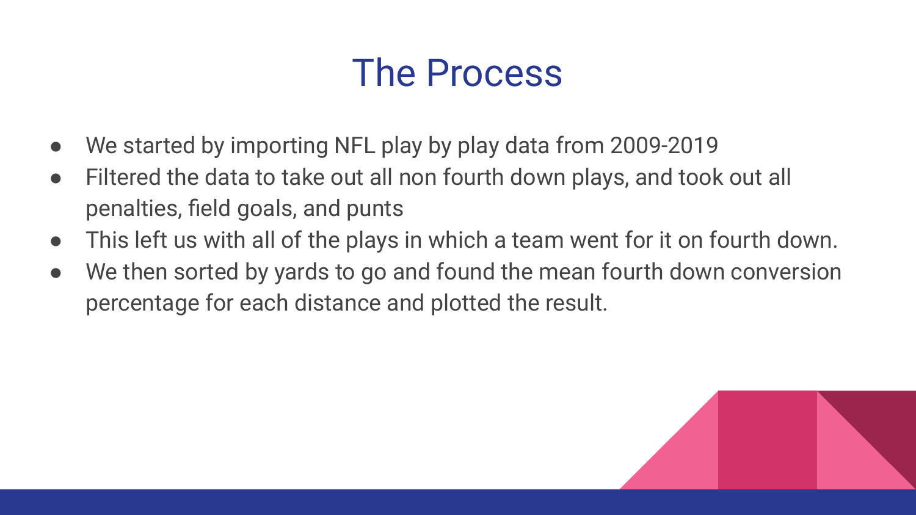# The Process

- We started by importing NFL play by play data from 2009-2019
- Filtered the data to take out all non fourth down plays, and took out all penalties, field goals, and punts
- This left us with all of the plays in which a team went for it on fourth down.
- We then sorted by yards to go and found the mean fourth down conversion percentage for each distance and plotted the result.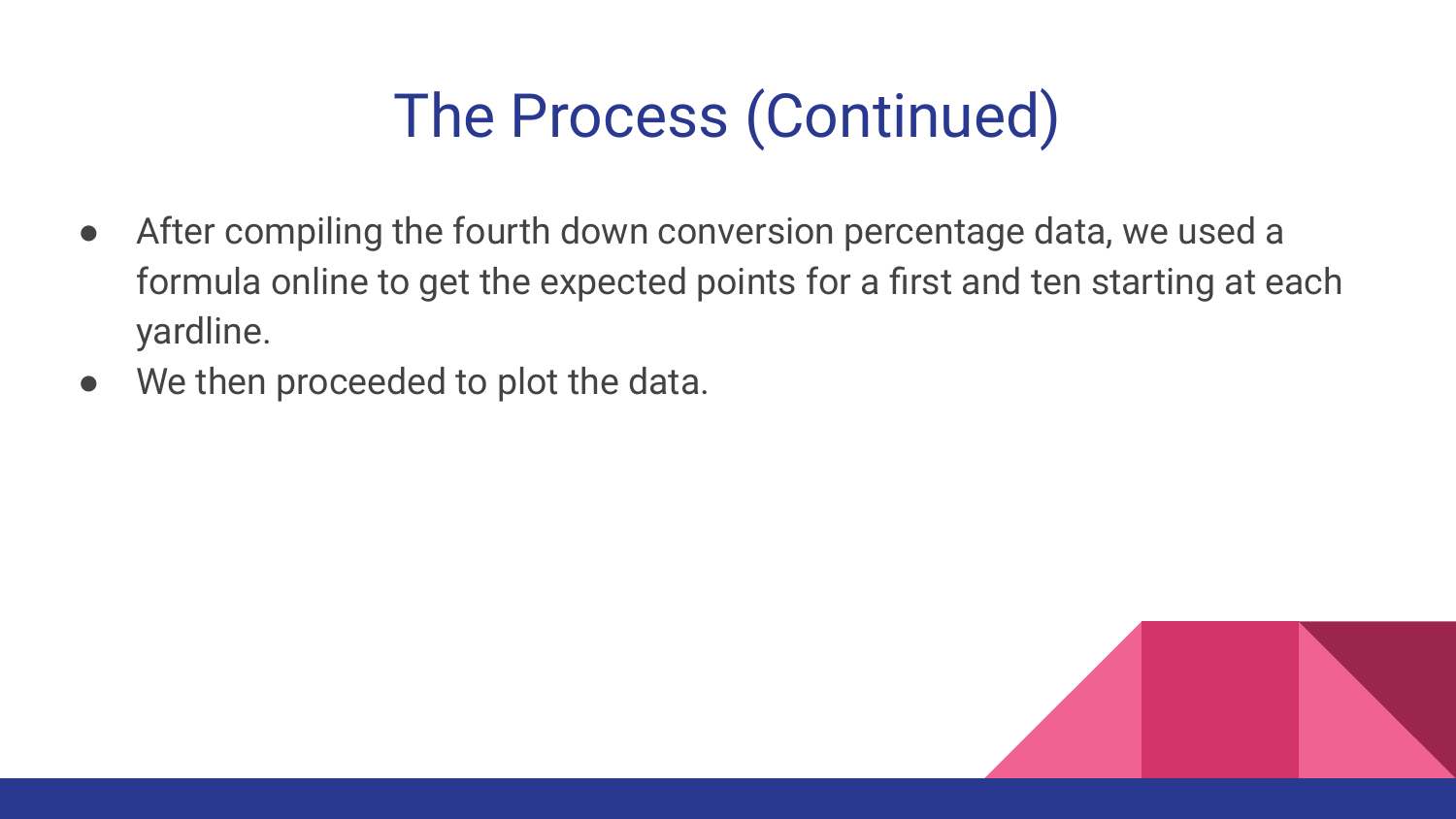# The Process (Continued)

- After compiling the fourth down conversion percentage data, we used a formula online to get the expected points for a first and ten starting at each yardline.
- We then proceeded to plot the data.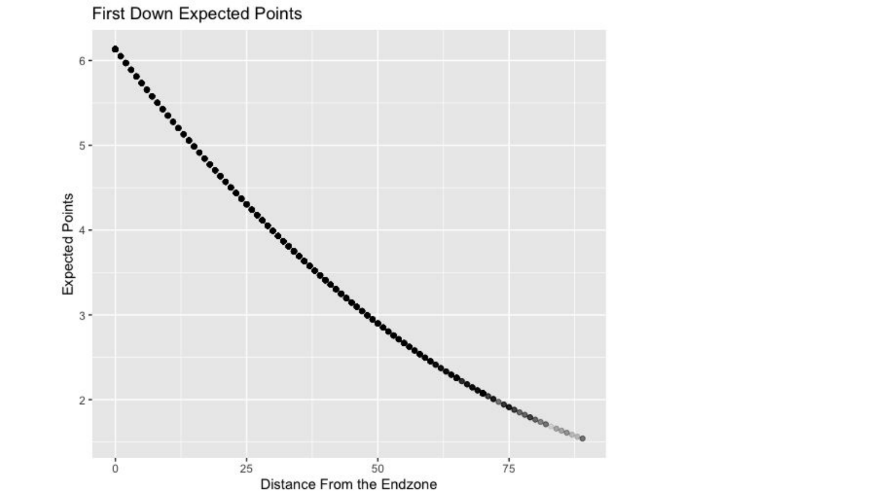First Down Expected Points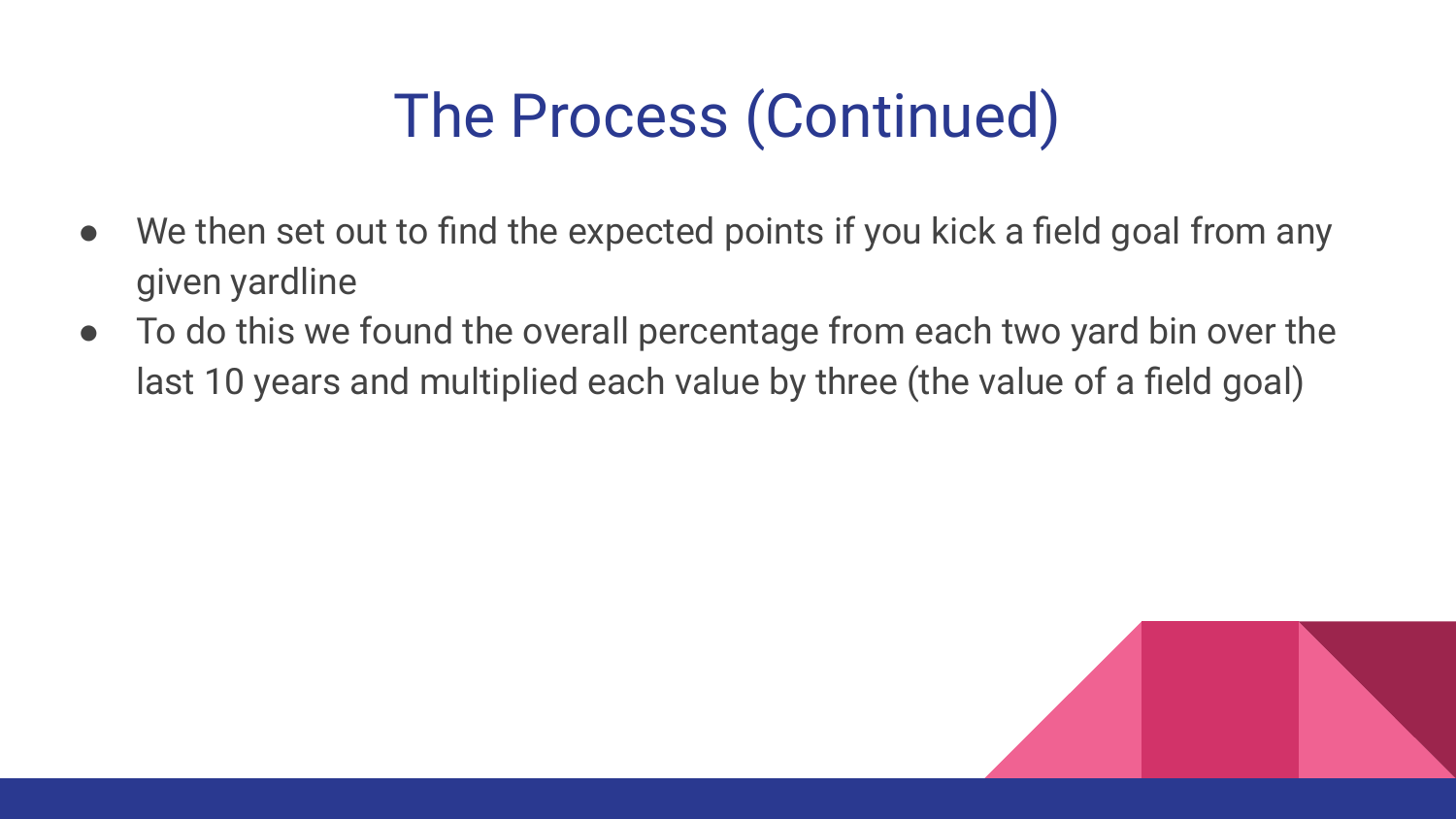# The Process (Continued)

- We then set out to find the expected points if you kick a field goal from any given yardline
- To do this we found the overall percentage from each two yard bin over the last 10 years and multiplied each value by three (the value of a field goal)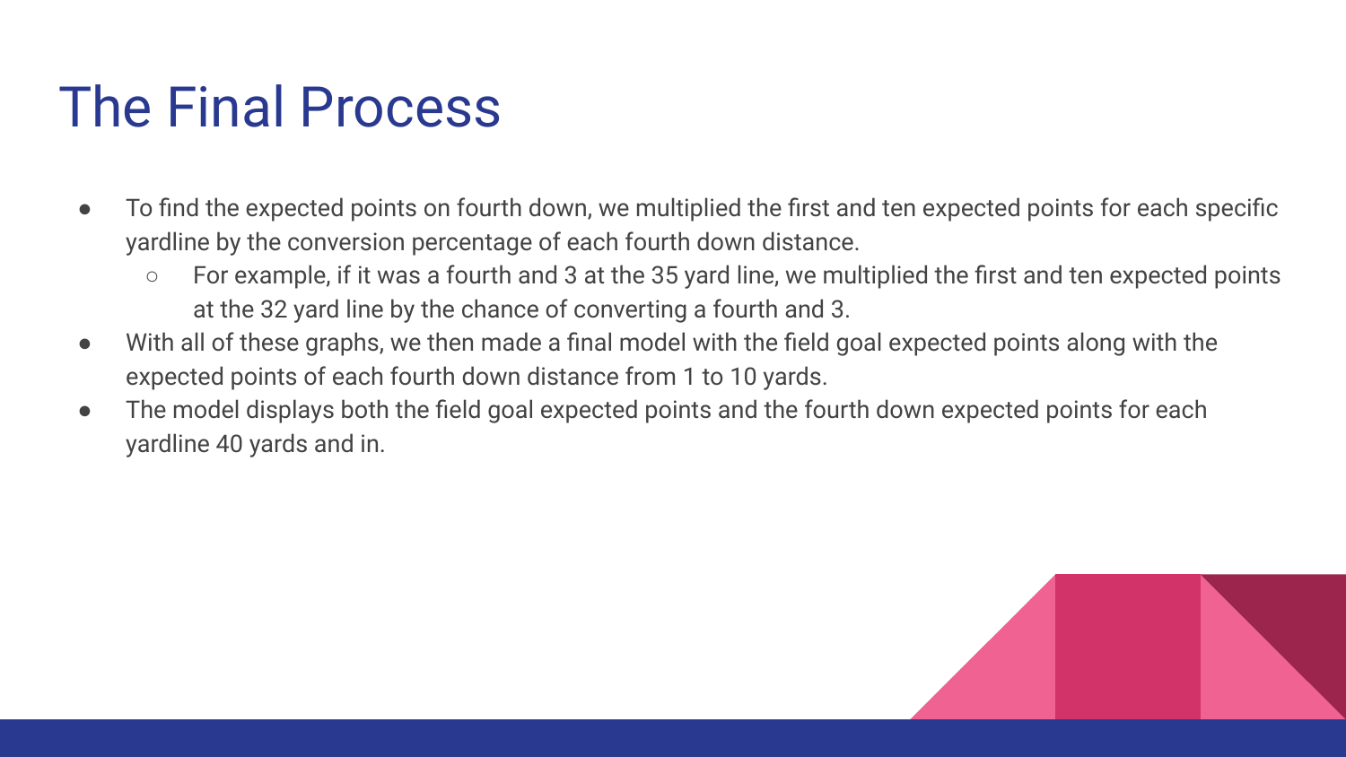# The Final Process

- To find the expected points on fourth down, we multiplied the first and ten expected points for each specific yardline by the conversion percentage of each fourth down distance.
  - For example, if it was a fourth and 3 at the 35 yard line, we multiplied the first and ten expected points at the 32 yard line by the chance of converting a fourth and 3.
- With all of these graphs, we then made a final model with the field goal expected points along with the expected points of each fourth down distance from 1 to 10 yards.
- The model displays both the field goal expected points and the fourth down expected points for each yardline 40 yards and in.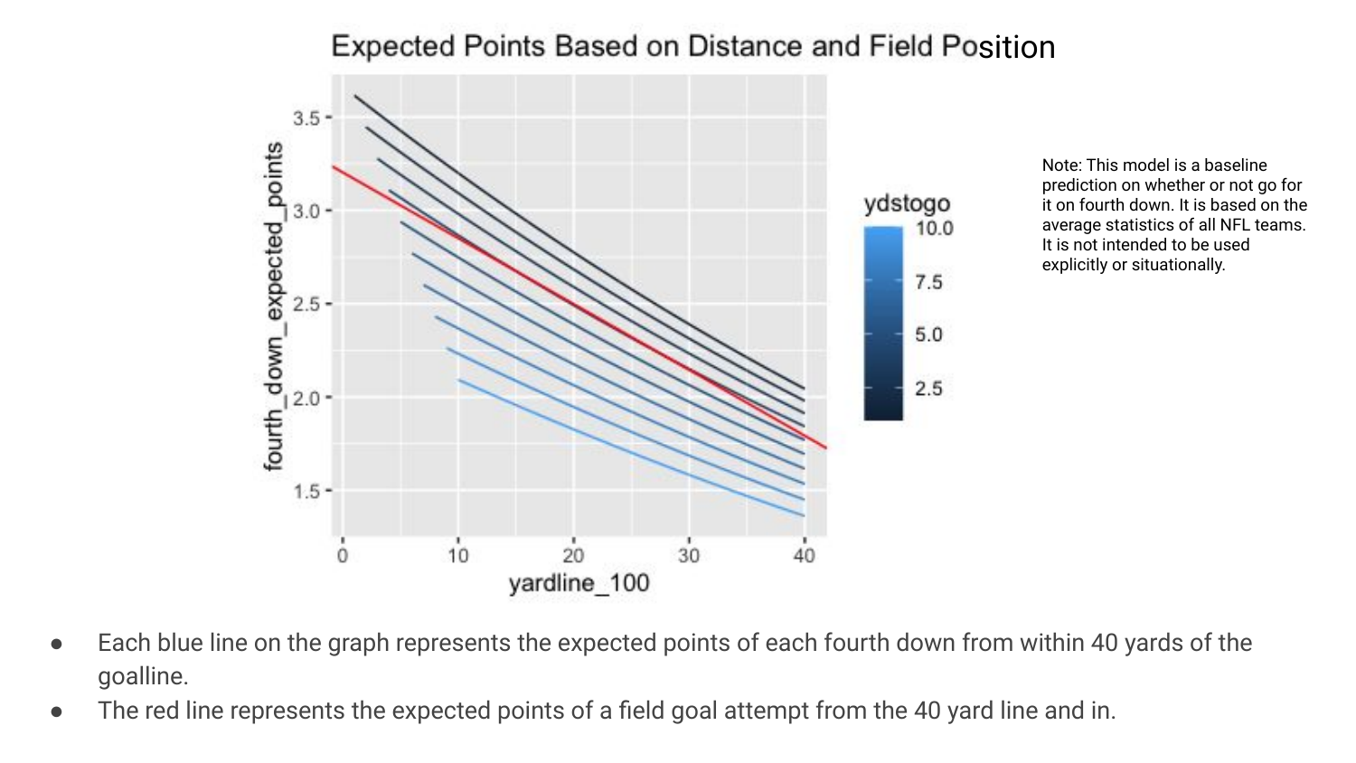Expected Points Based on Distance and Field Position

Note: This model is a baseline prediction on whether or not go for it on fourth down. It is based on the average statistics of all NFL teams. It is not intended to be used explicitly or situationally.

- Each blue line on the graph represents the expected points of each fourth down from within 40 yards of the goalline.
- The red line represents the expected points of a field goal attempt from the 40 yard line and in.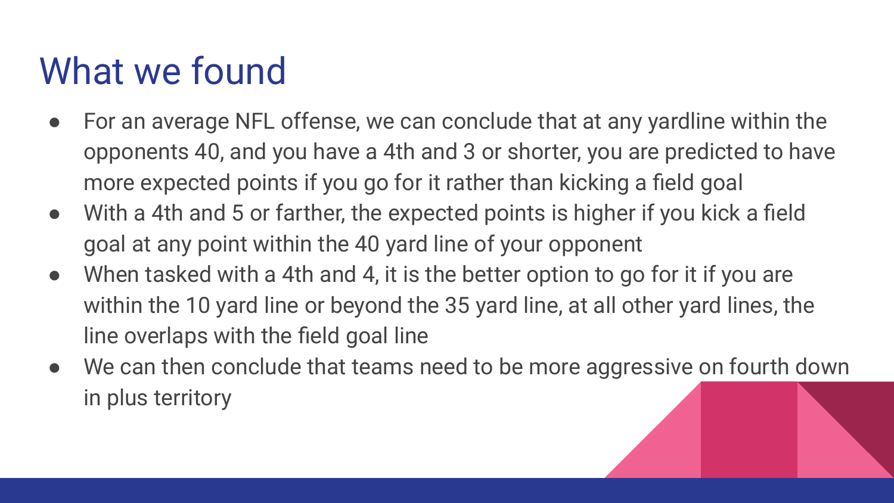# What we found

- For an average NFL offense, we can conclude that at any yardline within the opponents 40, and you have a 4th and 3 or shorter, you are predicted to have more expected points if you go for it rather than kicking a field goal
- With a 4th and 5 or farther, the expected points is higher if you kick a field goal at any point within the 40 yard line of your opponent
- When tasked with a 4th and 4, it is the better option to go for it if you are within the 10 yard line or beyond the 35 yard line, at all other yard lines, the line overlaps with the field goal line
- We can then conclude that teams need to be more aggressive on fourth down in plus territory